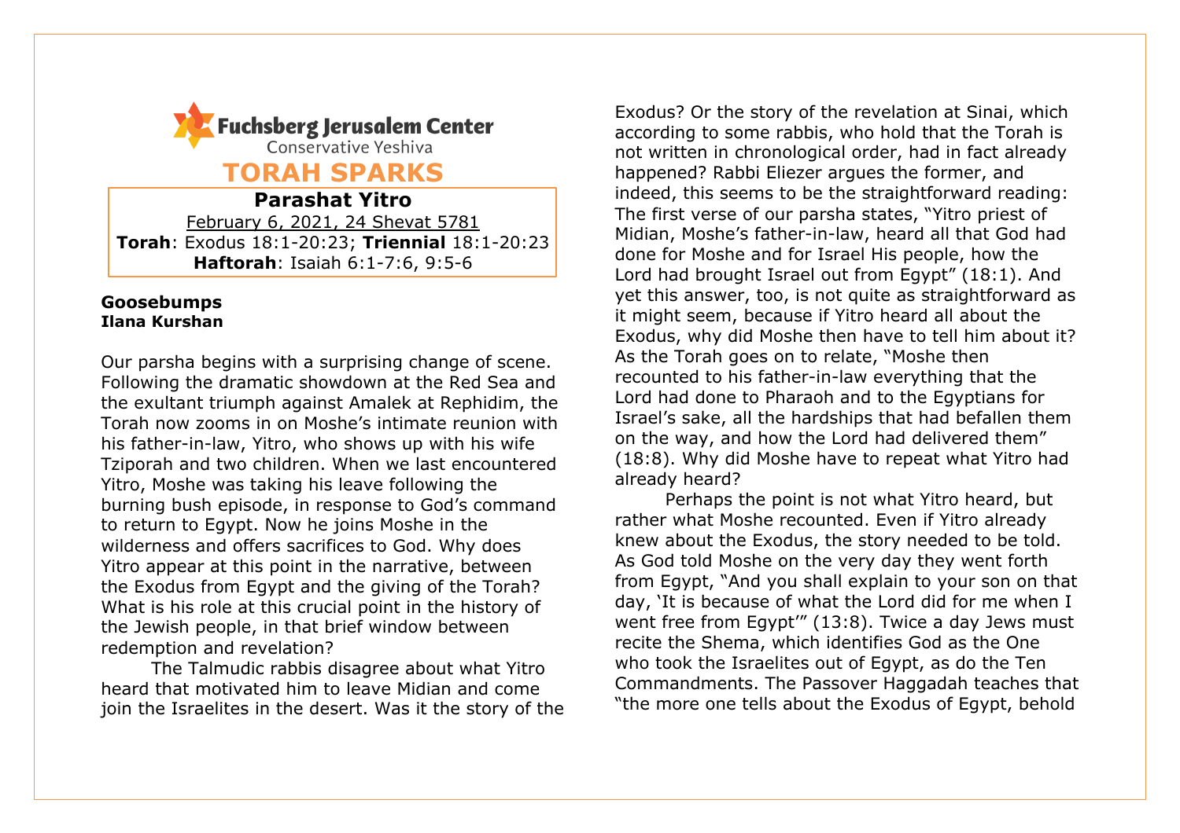Fuchsberg Jerusalem Center

Conservative Yeshiva

# TORAH SPARKS

## Parashat Yitro

February 6, 2021, 24 Shevat 5781

**Torah**: Exodus 18:1-20:23; **Triennial** 18:1-20:23

**Haftorah**: Isaiah 6:1-7:6, 9:5-6

### Goosebumps

**Ilana Kurshan**

Our parsha begins with a surprising change of scene. Following the dramatic showdown at the Red Sea and the exultant triumph against Amalek at Rephidim, the Torah now zooms in on Moshe's intimate reunion with his father-in-law, Yitro, who shows up with his wife Tziporah and two children. When we last encountered Yitro, Moshe was taking his leave following the burning bush episode, in response to God's command to return to Egypt. Now he joins Moshe in the wilderness and offers sacrifices to God. Why does Yitro appear at this point in the narrative, between the Exodus from Egypt and the giving of the Torah? What is his role at this crucial point in the history of the Jewish people, in that brief window between redemption and revelation?

The Talmudic rabbis disagree about what Yitro heard that motivated him to leave Midian and come join the Israelites in the desert. Was it the story of the Exodus? Or the story of the revelation at Sinai, which according to some rabbis, who hold that the Torah is not written in chronological order, had in fact already happened? Rabbi Eliezer argues the former, and indeed, this seems to be the straightforward reading: The first verse of our parsha states, "Yitro priest of Midian, Moshe's father-in-law, heard all that God had done for Moshe and for Israel His people, how the Lord had brought Israel out from Egypt" (18:1). And yet this answer, too, is not quite as straightforward as it might seem, because if Yitro heard all about the Exodus, why did Moshe then have to tell him about it? As the Torah goes on to relate, "Moshe then recounted to his father-in-law everything that the Lord had done to Pharaoh and to the Egyptians for Israel's sake, all the hardships that had befallen them on the way, and how the Lord had delivered them" (18:8). Why did Moshe have to repeat what Yitro had already heard?

Perhaps the point is not what Yitro heard, but rather what Moshe recounted. Even if Yitro already knew about the Exodus, the story needed to be told. As God told Moshe on the very day they went forth from Egypt, "And you shall explain to your son on that day, 'It is because of what the Lord did for me when I went free from Egypt'" (13:8). Twice a day Jews must recite the Shema, which identifies God as the One who took the Israelites out of Egypt, as do the Ten Commandments. The Passover Haggadah teaches that "the more one tells about the Exodus of Egypt, behold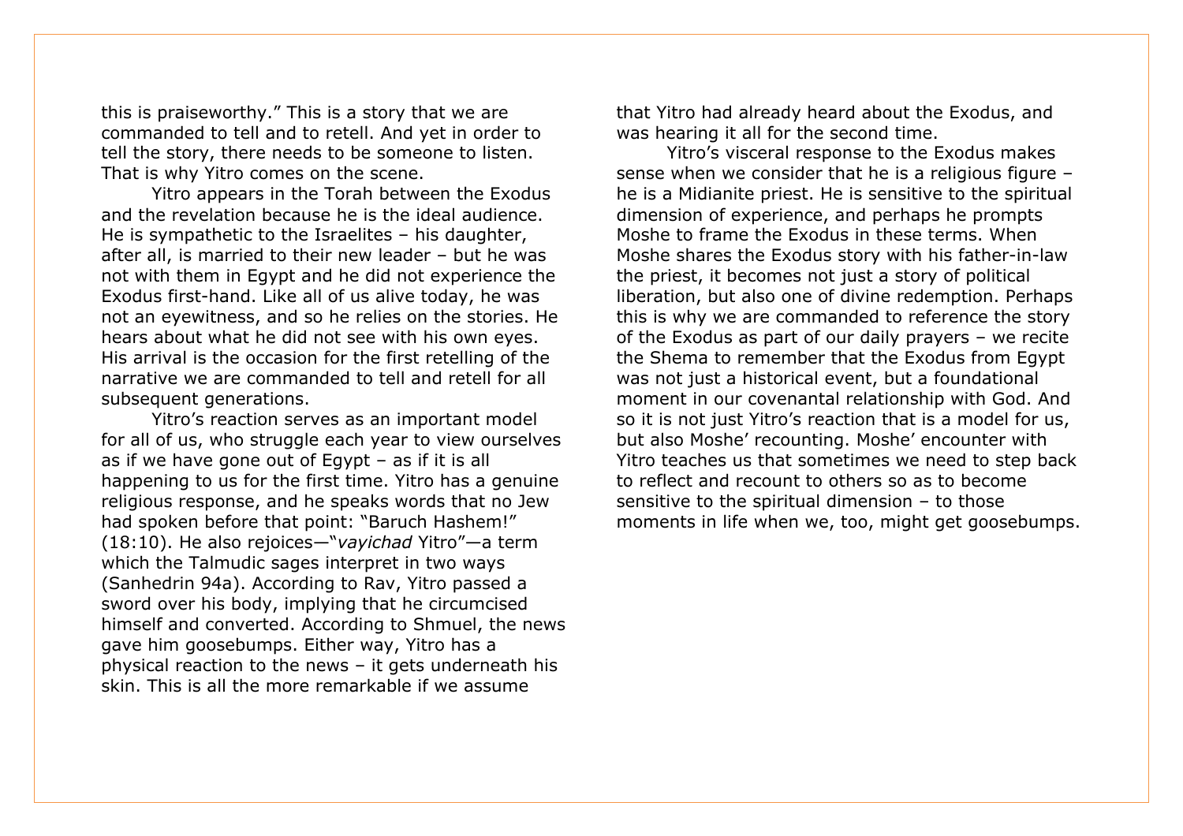this is praiseworthy." This is a story that we are commanded to tell and to retell. And yet in order to tell the story, there needs to be someone to listen. That is why Yitro comes on the scene.

Yitro appears in the Torah between the Exodus and the revelation because he is the ideal audience. He is sympathetic to the Israelites – his daughter, after all, is married to their new leader – but he was not with them in Egypt and he did not experience the Exodus first-hand. Like all of us alive today, he was not an eyewitness, and so he relies on the stories. He hears about what he did not see with his own eyes. His arrival is the occasion for the first retelling of the narrative we are commanded to tell and retell for all subsequent generations.

Yitro's reaction serves as an important model for all of us, who struggle each year to view ourselves as if we have gone out of Egypt – as if it is all happening to us for the first time. Yitro has a genuine religious response, and he speaks words that no Jew had spoken before that point: "Baruch Hashem!" (18:10). He also rejoices—"*vayichad* Yitro"—a term which the Talmudic sages interpret in two ways (Sanhedrin 94a). According to Rav, Yitro passed a sword over his body, implying that he circumcised himself and converted. According to Shmuel, the news gave him goosebumps. Either way, Yitro has a physical reaction to the news – it gets underneath his skin. This is all the more remarkable if we assume that Yitro had already heard about the Exodus, and was hearing it all for the second time.

Yitro's visceral response to the Exodus makes sense when we consider that he is a religious figure – he is a Midianite priest. He is sensitive to the spiritual dimension of experience, and perhaps he prompts Moshe to frame the Exodus in these terms. When Moshe shares the Exodus story with his father-in-law the priest, it becomes not just a story of political liberation, but also one of divine redemption. Perhaps this is why we are commanded to reference the story of the Exodus as part of our daily prayers – we recite the Shema to remember that the Exodus from Egypt was not just a historical event, but a foundational moment in our covenantal relationship with God. And so it is not just Yitro's reaction that is a model for us, but also Moshe' recounting. Moshe' encounter with Yitro teaches us that sometimes we need to step back to reflect and recount to others so as to become sensitive to the spiritual dimension – to those moments in life when we, too, might get goosebumps.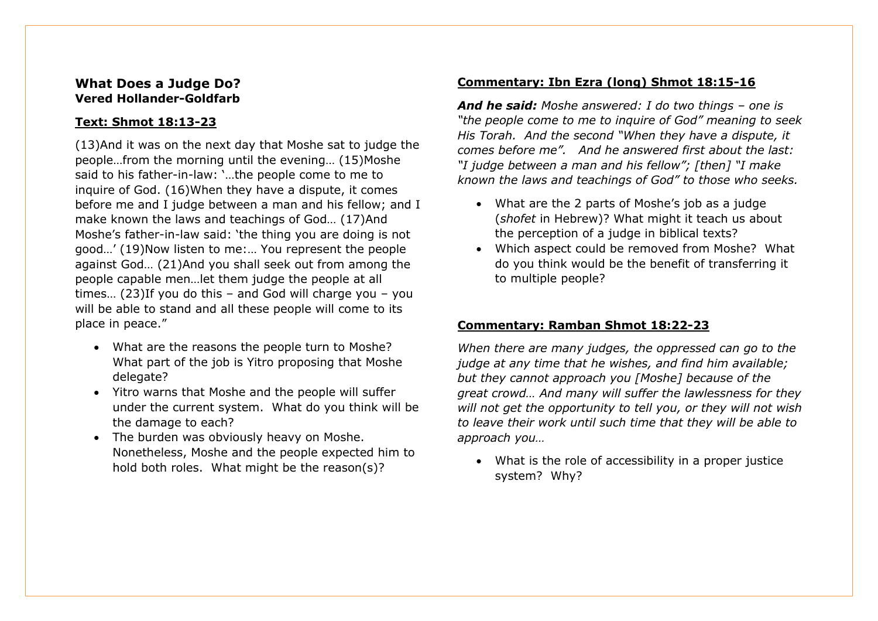## What Does a Judge Do?
**Vered Hollander-Goldfarb**

### Text: Shmot 18:13-23

(13)And it was on the next day that Moshe sat to judge the people…from the morning until the evening… (15)Moshe said to his father-in-law: '…the people come to me to inquire of God. (16)When they have a dispute, it comes before me and I judge between a man and his fellow; and I make known the laws and teachings of God… (17)And Moshe's father-in-law said: 'the thing you are doing is not good…' (19)Now listen to me:… You represent the people against God… (21)And you shall seek out from among the people capable men…let them judge the people at all times… (23)If you do this – and God will charge you – you will be able to stand and all these people will come to its place in peace."

- What are the reasons the people turn to Moshe? What part of the job is Yitro proposing that Moshe delegate?
- Yitro warns that Moshe and the people will suffer under the current system. What do you think will be the damage to each?
- The burden was obviously heavy on Moshe. Nonetheless, Moshe and the people expected him to hold both roles. What might be the reason(s)?

### Commentary: Ibn Ezra (long) Shmot 18:15-16

***And he said:*** *Moshe answered: I do two things – one is "the people come to me to inquire of God" meaning to seek His Torah. And the second "When they have a dispute, it comes before me". And he answered first about the last: "I judge between a man and his fellow"; [then] "I make known the laws and teachings of God" to those who seeks.*

- What are the 2 parts of Moshe's job as a judge (*shofet* in Hebrew)? What might it teach us about the perception of a judge in biblical texts?
- Which aspect could be removed from Moshe? What do you think would be the benefit of transferring it to multiple people?

### Commentary: Ramban Shmot 18:22-23

*When there are many judges, the oppressed can go to the judge at any time that he wishes, and find him available; but they cannot approach you [Moshe] because of the great crowd… And many will suffer the lawlessness for they will not get the opportunity to tell you, or they will not wish to leave their work until such time that they will be able to approach you…*

- What is the role of accessibility in a proper justice system? Why?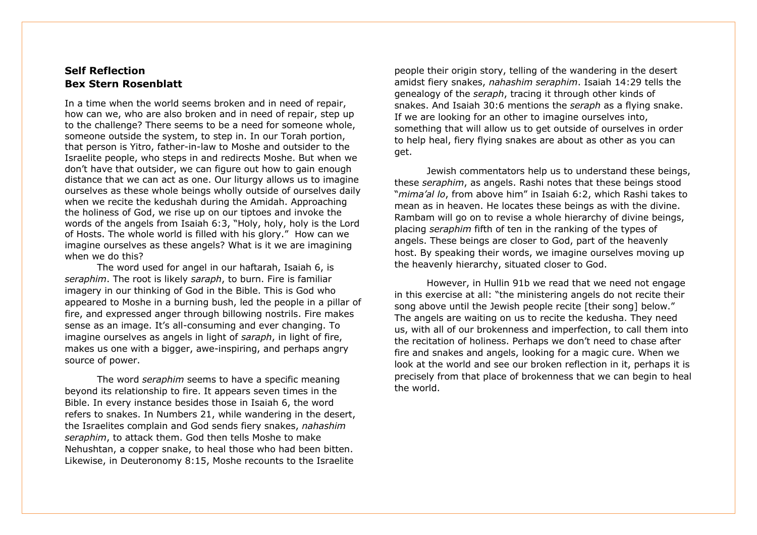**Self Reflection**
**Bex Stern Rosenblatt**

In a time when the world seems broken and in need of repair, how can we, who are also broken and in need of repair, step up to the challenge? There seems to be a need for someone whole, someone outside the system, to step in. In our Torah portion, that person is Yitro, father-in-law to Moshe and outsider to the Israelite people, who steps in and redirects Moshe. But when we don't have that outsider, we can figure out how to gain enough distance that we can act as one. Our liturgy allows us to imagine ourselves as these whole beings wholly outside of ourselves daily when we recite the kedushah during the Amidah. Approaching the holiness of God, we rise up on our tiptoes and invoke the words of the angels from Isaiah 6:3, "Holy, holy, holy is the Lord of Hosts. The whole world is filled with his glory." How can we imagine ourselves as these angels? What is it we are imagining when we do this?

The word used for angel in our haftarah, Isaiah 6, is *seraphim*. The root is likely *saraph*, to burn. Fire is familiar imagery in our thinking of God in the Bible. This is God who appeared to Moshe in a burning bush, led the people in a pillar of fire, and expressed anger through billowing nostrils. Fire makes sense as an image. It's all-consuming and ever changing. To imagine ourselves as angels in light of *saraph*, in light of fire, makes us one with a bigger, awe-inspiring, and perhaps angry source of power.

The word *seraphim* seems to have a specific meaning beyond its relationship to fire. It appears seven times in the Bible. In every instance besides those in Isaiah 6, the word refers to snakes. In Numbers 21, while wandering in the desert, the Israelites complain and God sends fiery snakes, *nahashim seraphim*, to attack them. God then tells Moshe to make Nehushtan, a copper snake, to heal those who had been bitten. Likewise, in Deuteronomy 8:15, Moshe recounts to the Israelite people their origin story, telling of the wandering in the desert amidst fiery snakes, *nahashim seraphim*. Isaiah 14:29 tells the genealogy of the *seraph*, tracing it through other kinds of snakes. And Isaiah 30:6 mentions the *seraph* as a flying snake. If we are looking for an other to imagine ourselves into, something that will allow us to get outside of ourselves in order to help heal, fiery flying snakes are about as other as you can get.

Jewish commentators help us to understand these beings, these *seraphim*, as angels. Rashi notes that these beings stood "*mima'al lo*, from above him" in Isaiah 6:2, which Rashi takes to mean as in heaven. He locates these beings as with the divine. Rambam will go on to revise a whole hierarchy of divine beings, placing *seraphim* fifth of ten in the ranking of the types of angels. These beings are closer to God, part of the heavenly host. By speaking their words, we imagine ourselves moving up the heavenly hierarchy, situated closer to God.

However, in Hullin 91b we read that we need not engage in this exercise at all: "the ministering angels do not recite their song above until the Jewish people recite [their song] below." The angels are waiting on us to recite the kedusha. They need us, with all of our brokenness and imperfection, to call them into the recitation of holiness. Perhaps we don't need to chase after fire and snakes and angels, looking for a magic cure. When we look at the world and see our broken reflection in it, perhaps it is precisely from that place of brokenness that we can begin to heal the world.